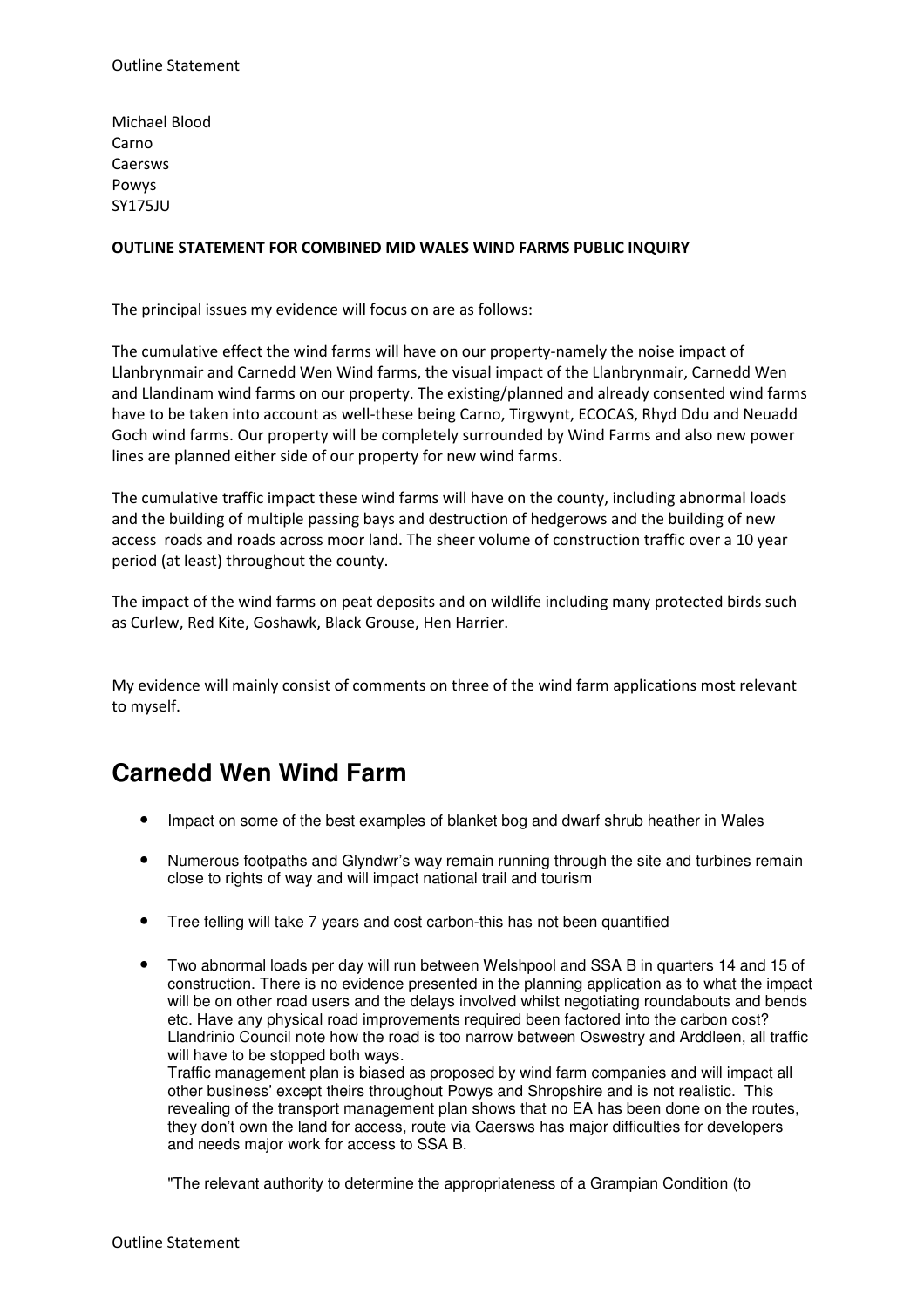Michael Blood
Carno
Caersws
Powys
SY175JU

**OUTLINE STATEMENT FOR COMBINED MID WALES WIND FARMS PUBLIC INQUIRY**

The principal issues my evidence will focus on are as follows:

The cumulative effect the wind farms will have on our property-namely the noise impact of Llanbrynmair and Carnedd Wen Wind farms, the visual impact of the Llanbrynmair, Carnedd Wen and Llandinam wind farms on our property. The existing/planned and already consented wind farms have to be taken into account as well-these being Carno, Tirgwynt, ECOCAS, Rhyd Ddu and Neuadd Goch wind farms. Our property will be completely surrounded by Wind Farms and also new power lines are planned either side of our property for new wind farms.

The cumulative traffic impact these wind farms will have on the county, including abnormal loads and the building of multiple passing bays and destruction of hedgerows and the building of new access roads and roads across moor land. The sheer volume of construction traffic over a 10 year period (at least) throughout the county.

The impact of the wind farms on peat deposits and on wildlife including many protected birds such as Curlew, Red Kite, Goshawk, Black Grouse, Hen Harrier.

My evidence will mainly consist of comments on three of the wind farm applications most relevant to myself.

## Carnedd Wen Wind Farm

- Impact on some of the best examples of blanket bog and dwarf shrub heather in Wales
- Numerous footpaths and Glyndwr's way remain running through the site and turbines remain close to rights of way and will impact national trail and tourism
- Tree felling will take 7 years and cost carbon-this has not been quantified
- Two abnormal loads per day will run between Welshpool and SSA B in quarters 14 and 15 of construction. There is no evidence presented in the planning application as to what the impact will be on other road users and the delays involved whilst negotiating roundabouts and bends etc. Have any physical road improvements required been factored into the carbon cost? Llandrinio Council note how the road is too narrow between Oswestry and Arddleen, all traffic will have to be stopped both ways.
  Traffic management plan is biased as proposed by wind farm companies and will impact all other business' except theirs throughout Powys and Shropshire and is not realistic. This revealing of the transport management plan shows that no EA has been done on the routes, they don't own the land for access, route via Caersws has major difficulties for developers and needs major work for access to SSA B.

  "The relevant authority to determine the appropriateness of a Grampian Condition (to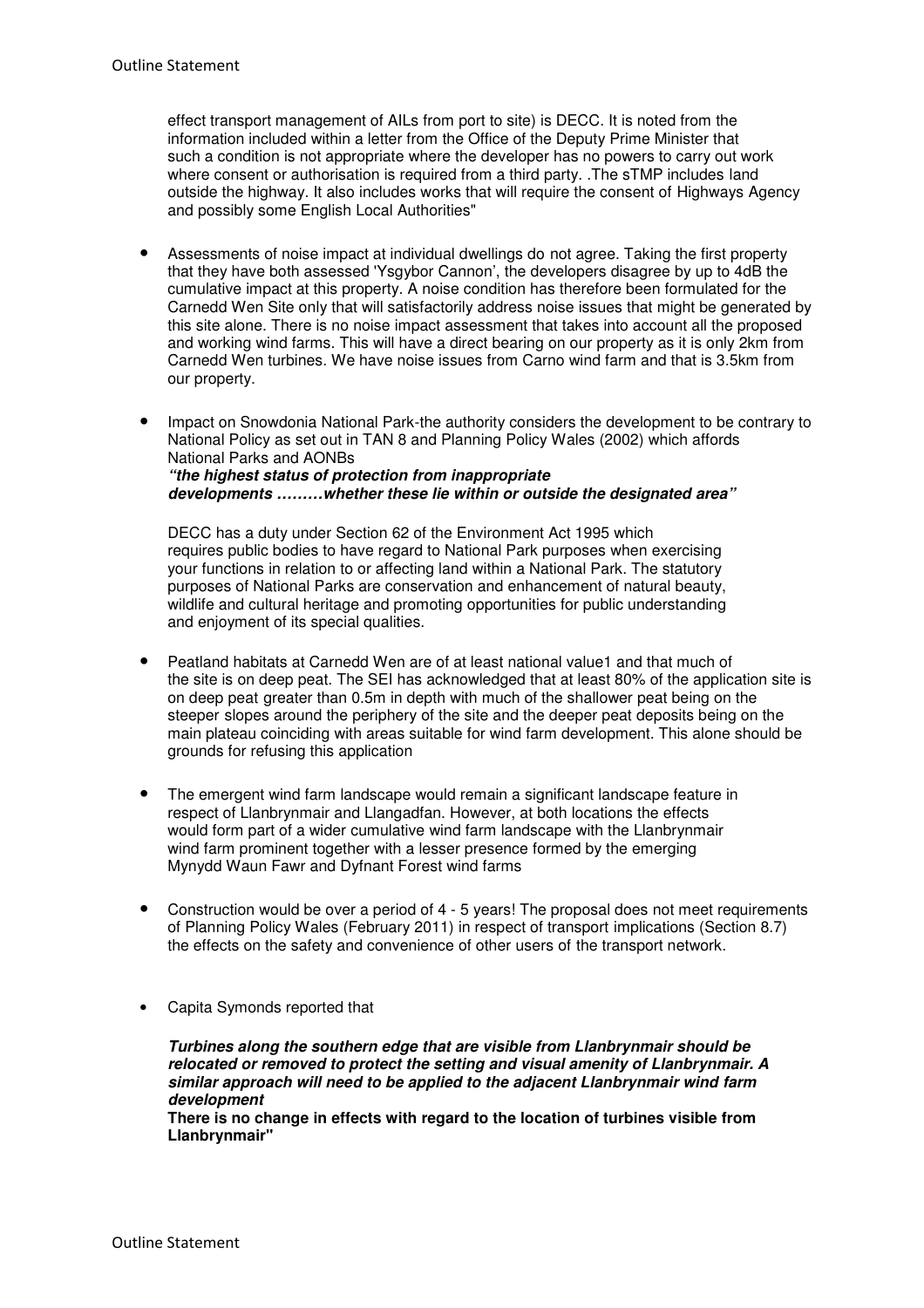effect transport management of AILs from port to site) is DECC. It is noted from the information included within a letter from the Office of the Deputy Prime Minister that such a condition is not appropriate where the developer has no powers to carry out work where consent or authorisation is required from a third party. .The sTMP includes land outside the highway. It also includes works that will require the consent of Highways Agency and possibly some English Local Authorities"

- Assessments of noise impact at individual dwellings do not agree. Taking the first property that they have both assessed 'Ysgybor Cannon', the developers disagree by up to 4dB the cumulative impact at this property. A noise condition has therefore been formulated for the Carnedd Wen Site only that will satisfactorily address noise issues that might be generated by this site alone. There is no noise impact assessment that takes into account all the proposed and working wind farms. This will have a direct bearing on our property as it is only 2km from Carnedd Wen turbines. We have noise issues from Carno wind farm and that is 3.5km from our property.

- Impact on Snowdonia National Park-the authority considers the development to be contrary to National Policy as set out in TAN 8 and Planning Policy Wales (2002) which affords National Parks and AONBs
  ***"the highest status of protection from inappropriate developments ………whether these lie within or outside the designated area"***

  DECC has a duty under Section 62 of the Environment Act 1995 which requires public bodies to have regard to National Park purposes when exercising your functions in relation to or affecting land within a National Park. The statutory purposes of National Parks are conservation and enhancement of natural beauty, wildlife and cultural heritage and promoting opportunities for public understanding and enjoyment of its special qualities.

- Peatland habitats at Carnedd Wen are of at least national value1 and that much of the site is on deep peat. The SEI has acknowledged that at least 80% of the application site is on deep peat greater than 0.5m in depth with much of the shallower peat being on the steeper slopes around the periphery of the site and the deeper peat deposits being on the main plateau coinciding with areas suitable for wind farm development. This alone should be grounds for refusing this application

- The emergent wind farm landscape would remain a significant landscape feature in respect of Llanbrynmair and Llangadfan. However, at both locations the effects would form part of a wider cumulative wind farm landscape with the Llanbrynmair wind farm prominent together with a lesser presence formed by the emerging Mynydd Waun Fawr and Dyfnant Forest wind farms

- Construction would be over a period of 4 - 5 years! The proposal does not meet requirements of Planning Policy Wales (February 2011) in respect of transport implications (Section 8.7) the effects on the safety and convenience of other users of the transport network.

- Capita Symonds reported that

  ***Turbines along the southern edge that are visible from Llanbrynmair should be relocated or removed to protect the setting and visual amenity of Llanbrynmair. A similar approach will need to be applied to the adjacent Llanbrynmair wind farm development***
  **There is no change in effects with regard to the location of turbines visible from Llanbrynmair"**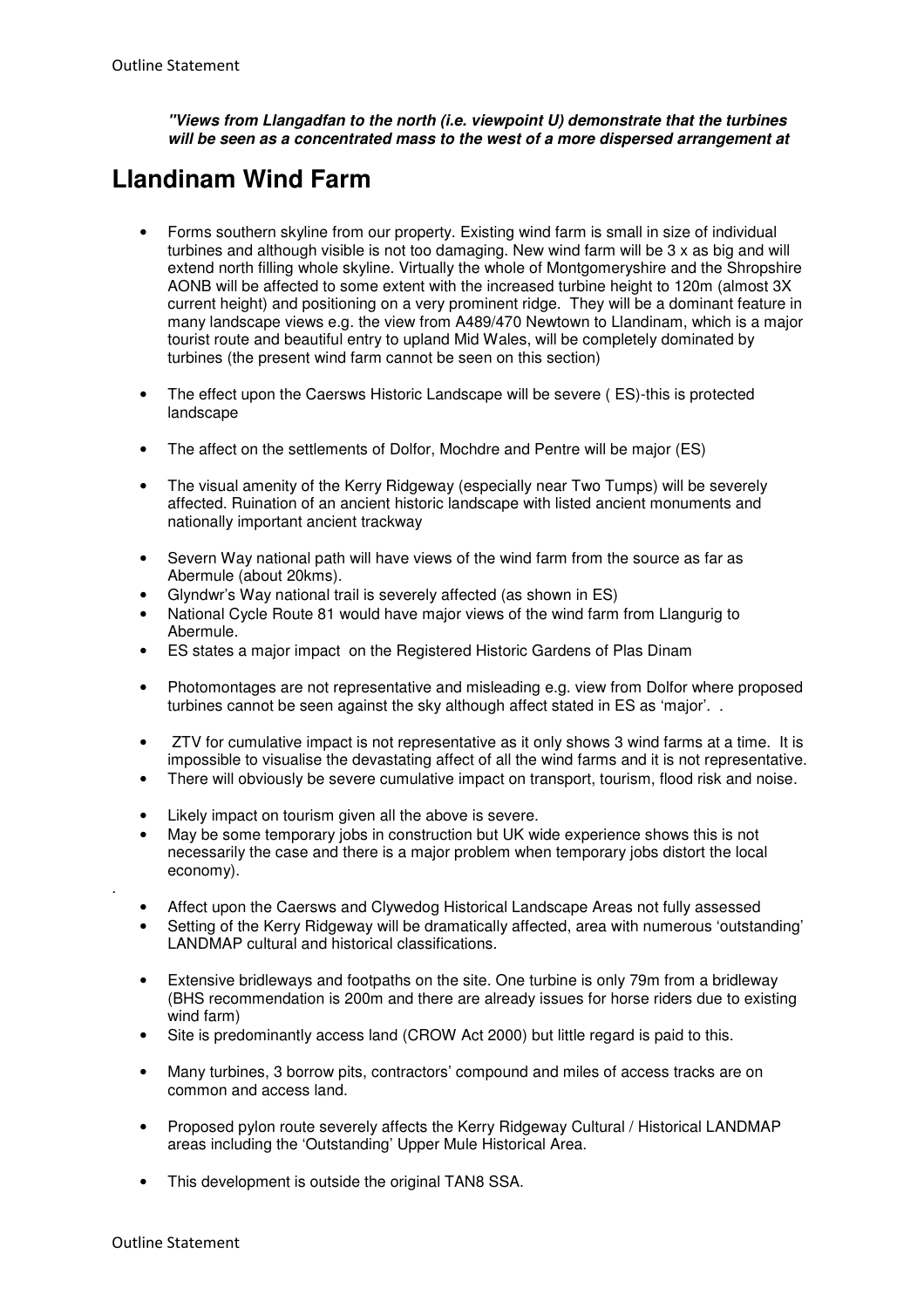***"Views from Llangadfan to the north (i.e. viewpoint U) demonstrate that the turbines will be seen as a concentrated mass to the west of a more dispersed arrangement at***

# Llandinam Wind Farm

- Forms southern skyline from our property. Existing wind farm is small in size of individual turbines and although visible is not too damaging. New wind farm will be 3 x as big and will extend north filling whole skyline. Virtually the whole of Montgomeryshire and the Shropshire AONB will be affected to some extent with the increased turbine height to 120m (almost 3X current height) and positioning on a very prominent ridge. They will be a dominant feature in many landscape views e.g. the view from A489/470 Newtown to Llandinam, which is a major tourist route and beautiful entry to upland Mid Wales, will be completely dominated by turbines (the present wind farm cannot be seen on this section)

- The effect upon the Caersws Historic Landscape will be severe ( ES)-this is protected landscape

- The affect on the settlements of Dolfor, Mochdre and Pentre will be major (ES)

- The visual amenity of the Kerry Ridgeway (especially near Two Tumps) will be severely affected. Ruination of an ancient historic landscape with listed ancient monuments and nationally important ancient trackway

- Severn Way national path will have views of the wind farm from the source as far as Abermule (about 20kms).
- Glyndwr's Way national trail is severely affected (as shown in ES)
- National Cycle Route 81 would have major views of the wind farm from Llangurig to Abermule.
- ES states a major impact on the Registered Historic Gardens of Plas Dinam

- Photomontages are not representative and misleading e.g. view from Dolfor where proposed turbines cannot be seen against the sky although affect stated in ES as 'major'. .

- ZTV for cumulative impact is not representative as it only shows 3 wind farms at a time. It is impossible to visualise the devastating affect of all the wind farms and it is not representative.
- There will obviously be severe cumulative impact on transport, tourism, flood risk and noise.

- Likely impact on tourism given all the above is severe.
- May be some temporary jobs in construction but UK wide experience shows this is not necessarily the case and there is a major problem when temporary jobs distort the local economy).

.

- Affect upon the Caersws and Clywedog Historical Landscape Areas not fully assessed
- Setting of the Kerry Ridgeway will be dramatically affected, area with numerous 'outstanding' LANDMAP cultural and historical classifications.

- Extensive bridleways and footpaths on the site. One turbine is only 79m from a bridleway (BHS recommendation is 200m and there are already issues for horse riders due to existing wind farm)
- Site is predominantly access land (CROW Act 2000) but little regard is paid to this.

- Many turbines, 3 borrow pits, contractors' compound and miles of access tracks are on common and access land.

- Proposed pylon route severely affects the Kerry Ridgeway Cultural / Historical LANDMAP areas including the 'Outstanding' Upper Mule Historical Area.

- This development is outside the original TAN8 SSA.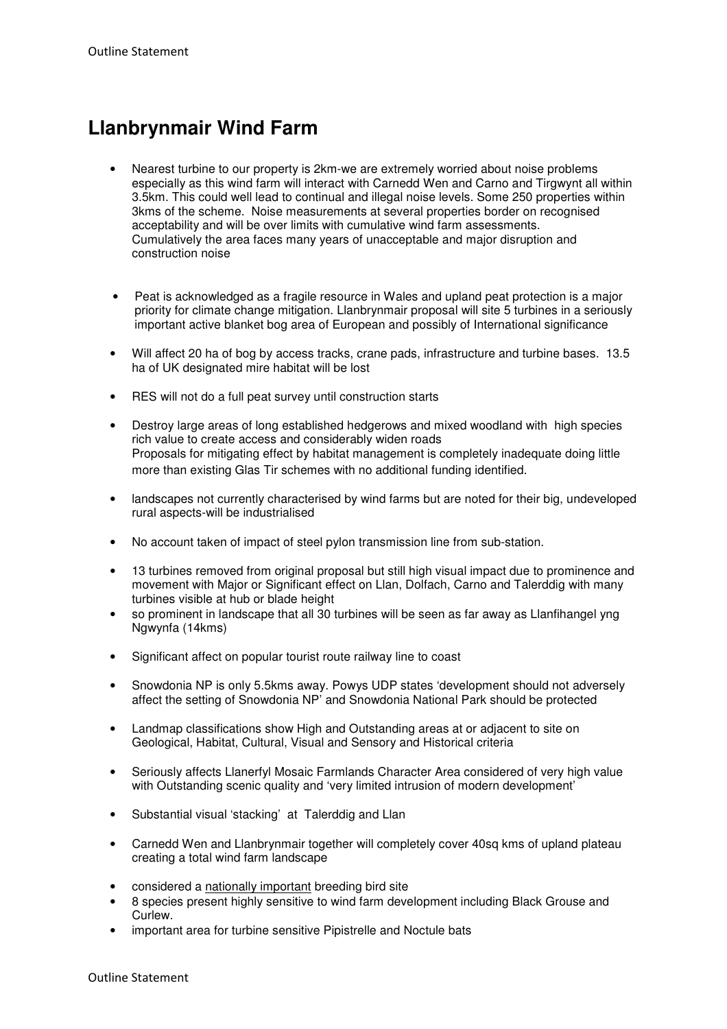# Llanbrynmair Wind Farm

- Nearest turbine to our property is 2km-we are extremely worried about noise problems especially as this wind farm will interact with Carnedd Wen and Carno and Tirgwynt all within 3.5km. This could well lead to continual and illegal noise levels. Some 250 properties within 3kms of the scheme. Noise measurements at several properties border on recognised acceptability and will be over limits with cumulative wind farm assessments.
  Cumulatively the area faces many years of unacceptable and major disruption and construction noise

- Peat is acknowledged as a fragile resource in Wales and upland peat protection is a major priority for climate change mitigation. Llanbrynmair proposal will site 5 turbines in a seriously important active blanket bog area of European and possibly of International significance

- Will affect 20 ha of bog by access tracks, crane pads, infrastructure and turbine bases. 13.5 ha of UK designated mire habitat will be lost

- RES will not do a full peat survey until construction starts

- Destroy large areas of long established hedgerows and mixed woodland with high species rich value to create access and considerably widen roads
  Proposals for mitigating effect by habitat management is completely inadequate doing little more than existing Glas Tir schemes with no additional funding identified.

- landscapes not currently characterised by wind farms but are noted for their big, undeveloped rural aspects-will be industrialised

- No account taken of impact of steel pylon transmission line from sub-station.

- 13 turbines removed from original proposal but still high visual impact due to prominence and movement with Major or Significant effect on Llan, Dolfach, Carno and Talerddig with many turbines visible at hub or blade height
- so prominent in landscape that all 30 turbines will be seen as far away as Llanfihangel yng Ngwynfa (14kms)

- Significant affect on popular tourist route railway line to coast

- Snowdonia NP is only 5.5kms away. Powys UDP states 'development should not adversely affect the setting of Snowdonia NP' and Snowdonia National Park should be protected

- Landmap classifications show High and Outstanding areas at or adjacent to site on Geological, Habitat, Cultural, Visual and Sensory and Historical criteria

- Seriously affects Llanerfyl Mosaic Farmlands Character Area considered of very high value with Outstanding scenic quality and 'very limited intrusion of modern development'

- Substantial visual 'stacking' at Talerddig and Llan

- Carnedd Wen and Llanbrynmair together will completely cover 40sq kms of upland plateau creating a total wind farm landscape

- considered a <u>nationally important</u> breeding bird site
- 8 species present highly sensitive to wind farm development including Black Grouse and Curlew.
- important area for turbine sensitive Pipistrelle and Noctule bats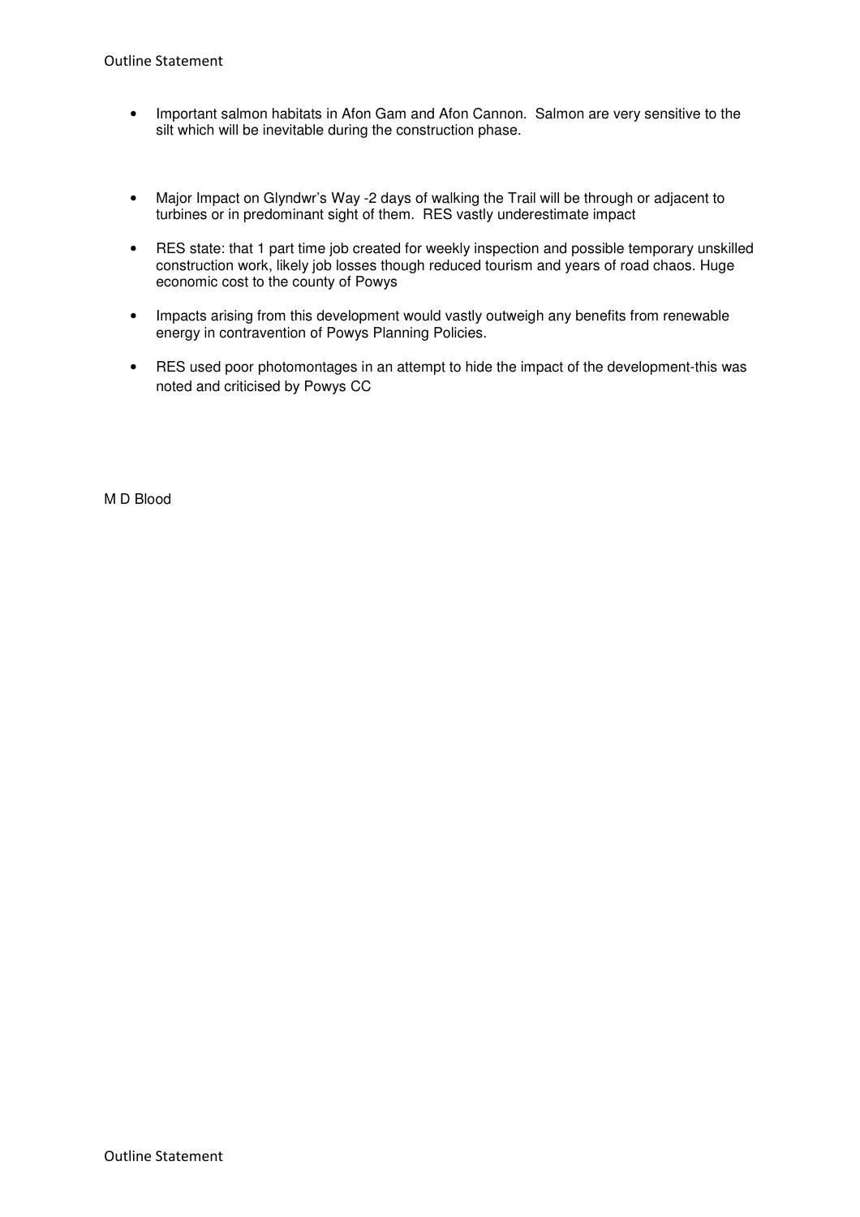- Important salmon habitats in Afon Gam and Afon Cannon. Salmon are very sensitive to the silt which will be inevitable during the construction phase.

- Major Impact on Glyndwr's Way -2 days of walking the Trail will be through or adjacent to turbines or in predominant sight of them. RES vastly underestimate impact

- RES state: that 1 part time job created for weekly inspection and possible temporary unskilled construction work, likely job losses though reduced tourism and years of road chaos. Huge economic cost to the county of Powys

- Impacts arising from this development would vastly outweigh any benefits from renewable energy in contravention of Powys Planning Policies.

- RES used poor photomontages in an attempt to hide the impact of the development-this was noted and criticised by Powys CC

M D Blood